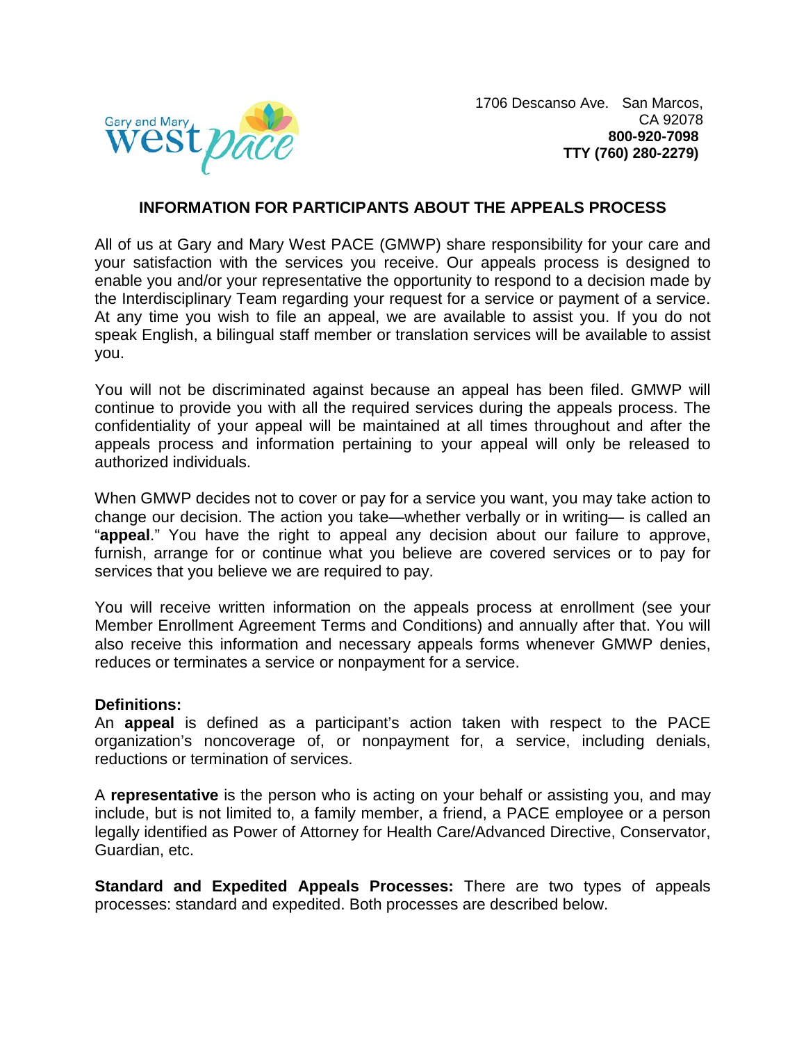Gary and Mary West PACE

1706 Descanso Ave. San Marcos, CA 92078
**800-920-7098**
**TTY (760) 280-2279)**

## INFORMATION FOR PARTICIPANTS ABOUT THE APPEALS PROCESS

All of us at Gary and Mary West PACE (GMWP) share responsibility for your care and your satisfaction with the services you receive. Our appeals process is designed to enable you and/or your representative the opportunity to respond to a decision made by the Interdisciplinary Team regarding your request for a service or payment of a service. At any time you wish to file an appeal, we are available to assist you. If you do not speak English, a bilingual staff member or translation services will be available to assist you.

You will not be discriminated against because an appeal has been filed. GMWP will continue to provide you with all the required services during the appeals process. The confidentiality of your appeal will be maintained at all times throughout and after the appeals process and information pertaining to your appeal will only be released to authorized individuals.

When GMWP decides not to cover or pay for a service you want, you may take action to change our decision. The action you take—whether verbally or in writing— is called an "**appeal**." You have the right to appeal any decision about our failure to approve, furnish, arrange for or continue what you believe are covered services or to pay for services that you believe we are required to pay.

You will receive written information on the appeals process at enrollment (see your Member Enrollment Agreement Terms and Conditions) and annually after that. You will also receive this information and necessary appeals forms whenever GMWP denies, reduces or terminates a service or nonpayment for a service.

**Definitions:**
An **appeal** is defined as a participant's action taken with respect to the PACE organization's noncoverage of, or nonpayment for, a service, including denials, reductions or termination of services.

A **representative** is the person who is acting on your behalf or assisting you, and may include, but is not limited to, a family member, a friend, a PACE employee or a person legally identified as Power of Attorney for Health Care/Advanced Directive, Conservator, Guardian, etc.

**Standard and Expedited Appeals Processes:** There are two types of appeals processes: standard and expedited. Both processes are described below.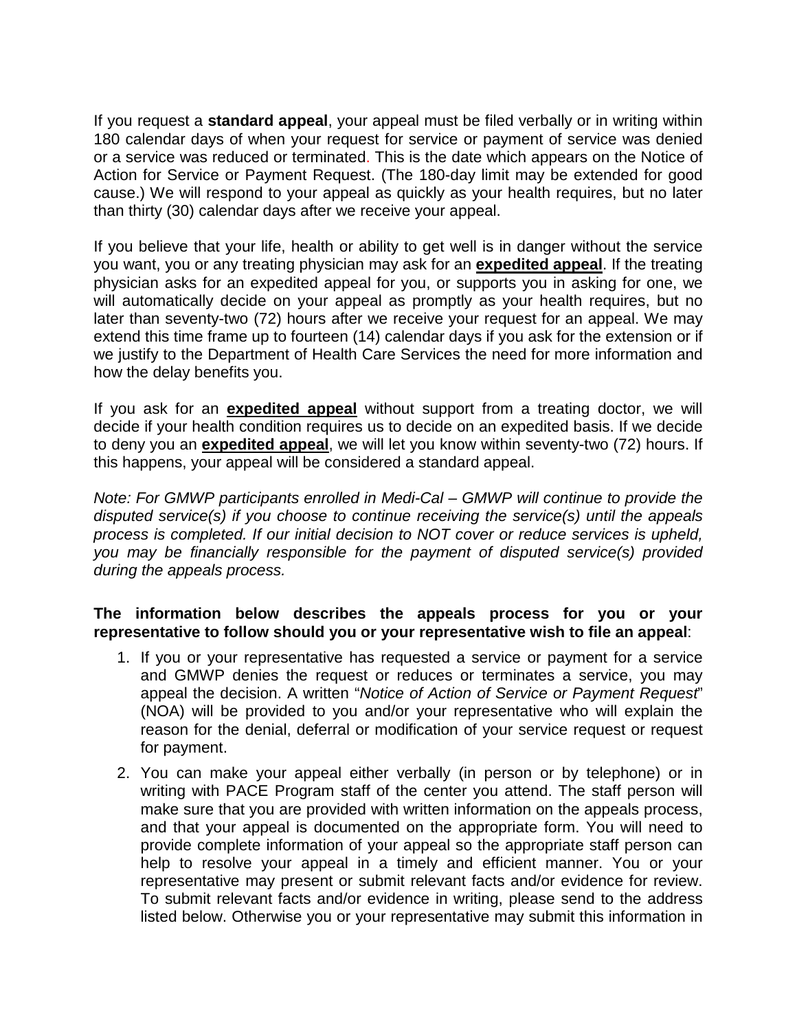If you request a **standard appeal**, your appeal must be filed verbally or in writing within 180 calendar days of when your request for service or payment of service was denied or a service was reduced or terminated. This is the date which appears on the Notice of Action for Service or Payment Request. (The 180-day limit may be extended for good cause.) We will respond to your appeal as quickly as your health requires, but no later than thirty (30) calendar days after we receive your appeal.

If you believe that your life, health or ability to get well is in danger without the service you want, you or any treating physician may ask for an **expedited appeal**. If the treating physician asks for an expedited appeal for you, or supports you in asking for one, we will automatically decide on your appeal as promptly as your health requires, but no later than seventy-two (72) hours after we receive your request for an appeal. We may extend this time frame up to fourteen (14) calendar days if you ask for the extension or if we justify to the Department of Health Care Services the need for more information and how the delay benefits you.

If you ask for an **expedited appeal** without support from a treating doctor, we will decide if your health condition requires us to decide on an expedited basis. If we decide to deny you an **expedited appeal**, we will let you know within seventy-two (72) hours. If this happens, your appeal will be considered a standard appeal.

*Note: For GMWP participants enrolled in Medi-Cal – GMWP will continue to provide the disputed service(s) if you choose to continue receiving the service(s) until the appeals process is completed. If our initial decision to NOT cover or reduce services is upheld, you may be financially responsible for the payment of disputed service(s) provided during the appeals process.*

**The information below describes the appeals process for you or your representative to follow should you or your representative wish to file an appeal**:

1. If you or your representative has requested a service or payment for a service and GMWP denies the request or reduces or terminates a service, you may appeal the decision. A written "*Notice of Action of Service or Payment Request*" (NOA) will be provided to you and/or your representative who will explain the reason for the denial, deferral or modification of your service request or request for payment.
2. You can make your appeal either verbally (in person or by telephone) or in writing with PACE Program staff of the center you attend. The staff person will make sure that you are provided with written information on the appeals process, and that your appeal is documented on the appropriate form. You will need to provide complete information of your appeal so the appropriate staff person can help to resolve your appeal in a timely and efficient manner. You or your representative may present or submit relevant facts and/or evidence for review. To submit relevant facts and/or evidence in writing, please send to the address listed below. Otherwise you or your representative may submit this information in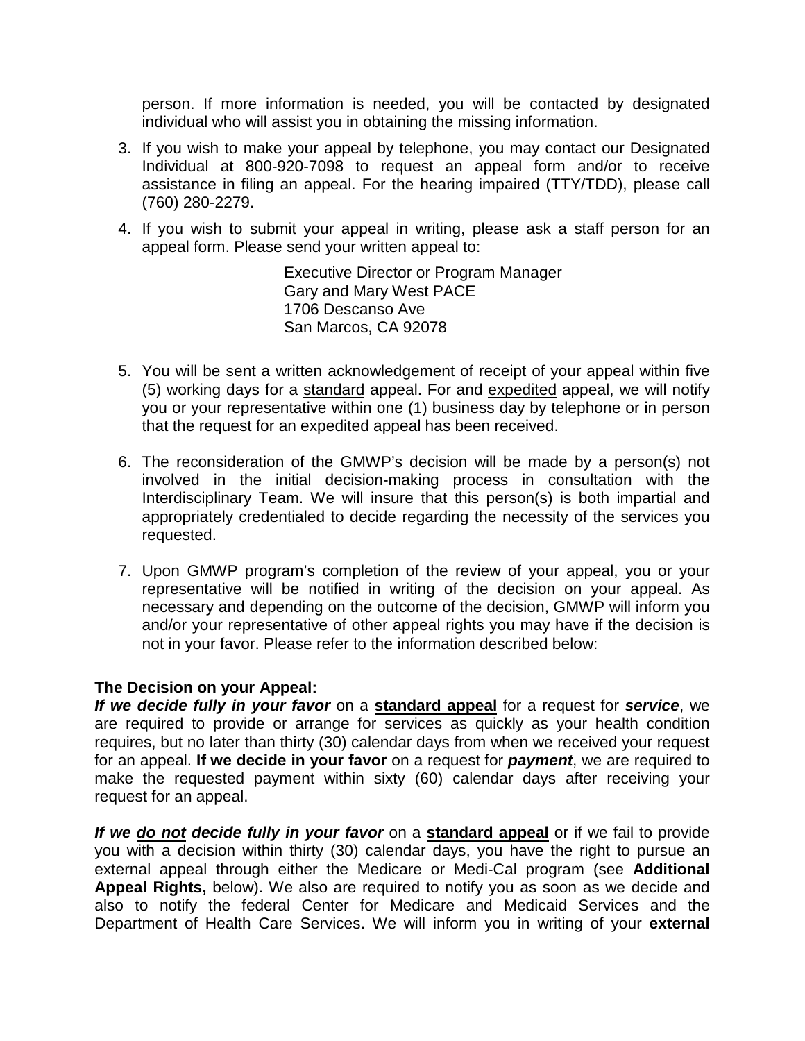person. If more information is needed, you will be contacted by designated individual who will assist you in obtaining the missing information.

3. If you wish to make your appeal by telephone, you may contact our Designated Individual at 800-920-7098 to request an appeal form and/or to receive assistance in filing an appeal. For the hearing impaired (TTY/TDD), please call (760) 280-2279.

4. If you wish to submit your appeal in writing, please ask a staff person for an appeal form. Please send your written appeal to:

   Executive Director or Program Manager
   Gary and Mary West PACE
   1706 Descanso Ave
   San Marcos, CA 92078

5. You will be sent a written acknowledgement of receipt of your appeal within five (5) working days for a standard appeal. For and expedited appeal, we will notify you or your representative within one (1) business day by telephone or in person that the request for an expedited appeal has been received.

6. The reconsideration of the GMWP's decision will be made by a person(s) not involved in the initial decision-making process in consultation with the Interdisciplinary Team. We will insure that this person(s) is both impartial and appropriately credentialed to decide regarding the necessity of the services you requested.

7. Upon GMWP program's completion of the review of your appeal, you or your representative will be notified in writing of the decision on your appeal. As necessary and depending on the outcome of the decision, GMWP will inform you and/or your representative of other appeal rights you may have if the decision is not in your favor. Please refer to the information described below:

**The Decision on your Appeal:**
***If we decide fully in your favor*** on a **standard appeal** for a request for ***service***, we are required to provide or arrange for services as quickly as your health condition requires, but no later than thirty (30) calendar days from when we received your request for an appeal. **If we decide in your favor** on a request for ***payment***, we are required to make the requested payment within sixty (60) calendar days after receiving your request for an appeal.

***If we do not decide fully in your favor*** on a **standard appeal** or if we fail to provide you with a decision within thirty (30) calendar days, you have the right to pursue an external appeal through either the Medicare or Medi-Cal program (see **Additional Appeal Rights,** below). We also are required to notify you as soon as we decide and also to notify the federal Center for Medicare and Medicaid Services and the Department of Health Care Services. We will inform you in writing of your **external**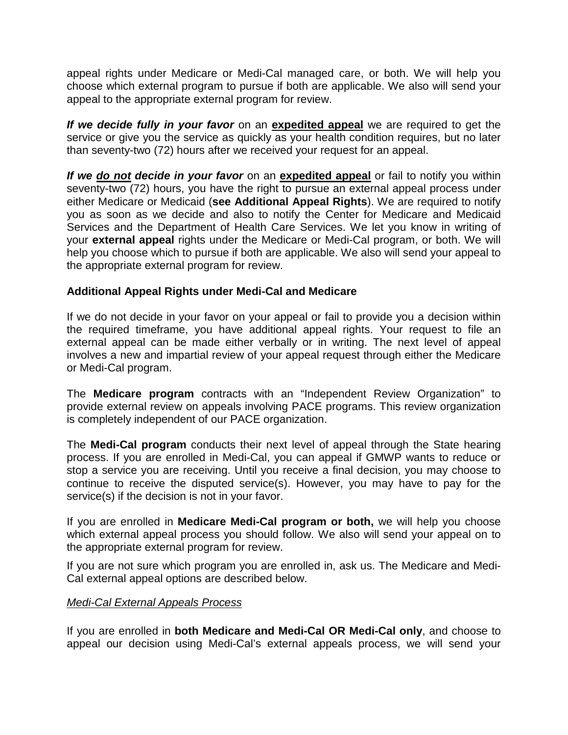appeal rights under Medicare or Medi-Cal managed care, or both. We will help you choose which external program to pursue if both are applicable. We also will send your appeal to the appropriate external program for review.

***If we decide fully in your favor*** on an **expedited appeal** we are required to get the service or give you the service as quickly as your health condition requires, but no later than seventy-two (72) hours after we received your request for an appeal.

***If we do not decide in your favor*** on an **expedited appeal** or fail to notify you within seventy-two (72) hours, you have the right to pursue an external appeal process under either Medicare or Medicaid (**see Additional Appeal Rights**). We are required to notify you as soon as we decide and also to notify the Center for Medicare and Medicaid Services and the Department of Health Care Services. We let you know in writing of your **external appeal** rights under the Medicare or Medi-Cal program, or both. We will help you choose which to pursue if both are applicable. We also will send your appeal to the appropriate external program for review.

### Additional Appeal Rights under Medi-Cal and Medicare

If we do not decide in your favor on your appeal or fail to provide you a decision within the required timeframe, you have additional appeal rights. Your request to file an external appeal can be made either verbally or in writing. The next level of appeal involves a new and impartial review of your appeal request through either the Medicare or Medi-Cal program.

The **Medicare program** contracts with an "Independent Review Organization" to provide external review on appeals involving PACE programs. This review organization is completely independent of our PACE organization.

The **Medi-Cal program** conducts their next level of appeal through the State hearing process. If you are enrolled in Medi-Cal, you can appeal if GMWP wants to reduce or stop a service you are receiving. Until you receive a final decision, you may choose to continue to receive the disputed service(s). However, you may have to pay for the service(s) if the decision is not in your favor.

If you are enrolled in **Medicare Medi-Cal program or both,** we will help you choose which external appeal process you should follow. We also will send your appeal on to the appropriate external program for review.

If you are not sure which program you are enrolled in, ask us. The Medicare and Medi-Cal external appeal options are described below.

*Medi-Cal External Appeals Process*

If you are enrolled in **both Medicare and Medi-Cal OR Medi-Cal only**, and choose to appeal our decision using Medi-Cal's external appeals process, we will send your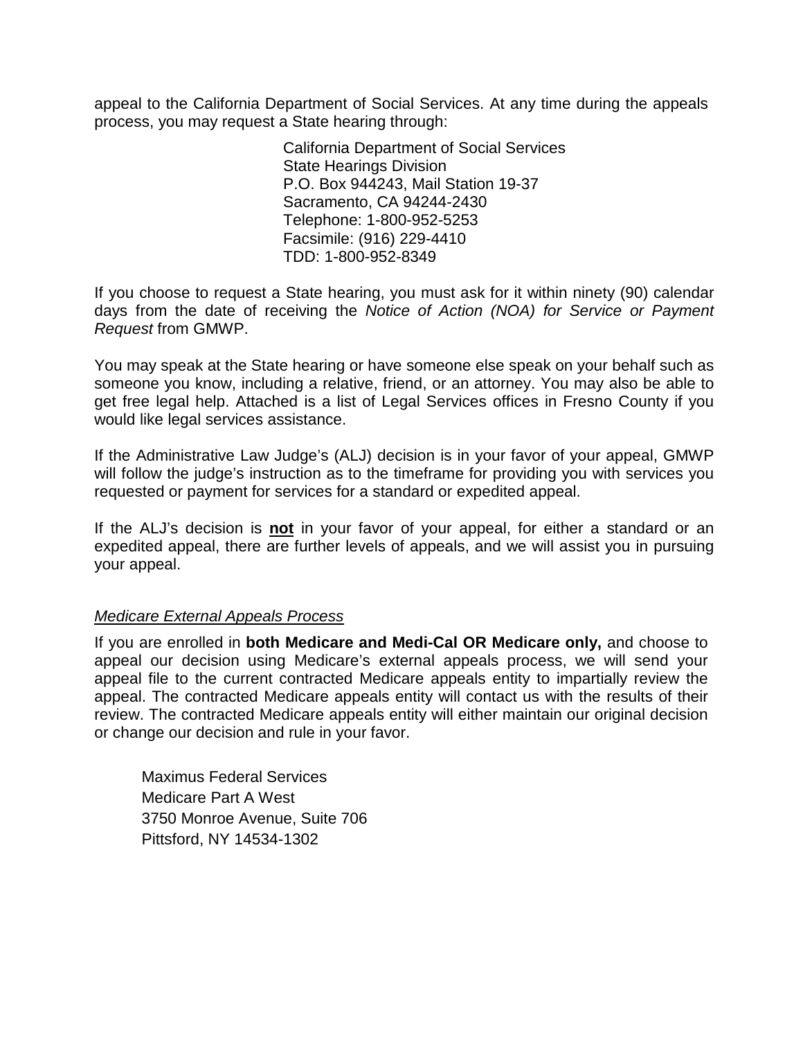appeal to the California Department of Social Services. At any time during the appeals process, you may request a State hearing through:

California Department of Social Services
State Hearings Division
P.O. Box 944243, Mail Station 19-37
Sacramento, CA 94244-2430
Telephone: 1-800-952-5253
Facsimile: (916) 229-4410
TDD: 1-800-952-8349

If you choose to request a State hearing, you must ask for it within ninety (90) calendar days from the date of receiving the *Notice of Action (NOA) for Service or Payment Request* from GMWP.

You may speak at the State hearing or have someone else speak on your behalf such as someone you know, including a relative, friend, or an attorney. You may also be able to get free legal help. Attached is a list of Legal Services offices in Fresno County if you would like legal services assistance.

If the Administrative Law Judge's (ALJ) decision is in your favor of your appeal, GMWP will follow the judge's instruction as to the timeframe for providing you with services you requested or payment for services for a standard or expedited appeal.

If the ALJ's decision is <u>**not**</u> in your favor of your appeal, for either a standard or an expedited appeal, there are further levels of appeals, and we will assist you in pursuing your appeal.

<u>*Medicare External Appeals Process*</u>

If you are enrolled in **both Medicare and Medi-Cal OR Medicare only,** and choose to appeal our decision using Medicare's external appeals process, we will send your appeal file to the current contracted Medicare appeals entity to impartially review the appeal. The contracted Medicare appeals entity will contact us with the results of their review. The contracted Medicare appeals entity will either maintain our original decision or change our decision and rule in your favor.

Maximus Federal Services
Medicare Part A West
3750 Monroe Avenue, Suite 706
Pittsford, NY 14534-1302